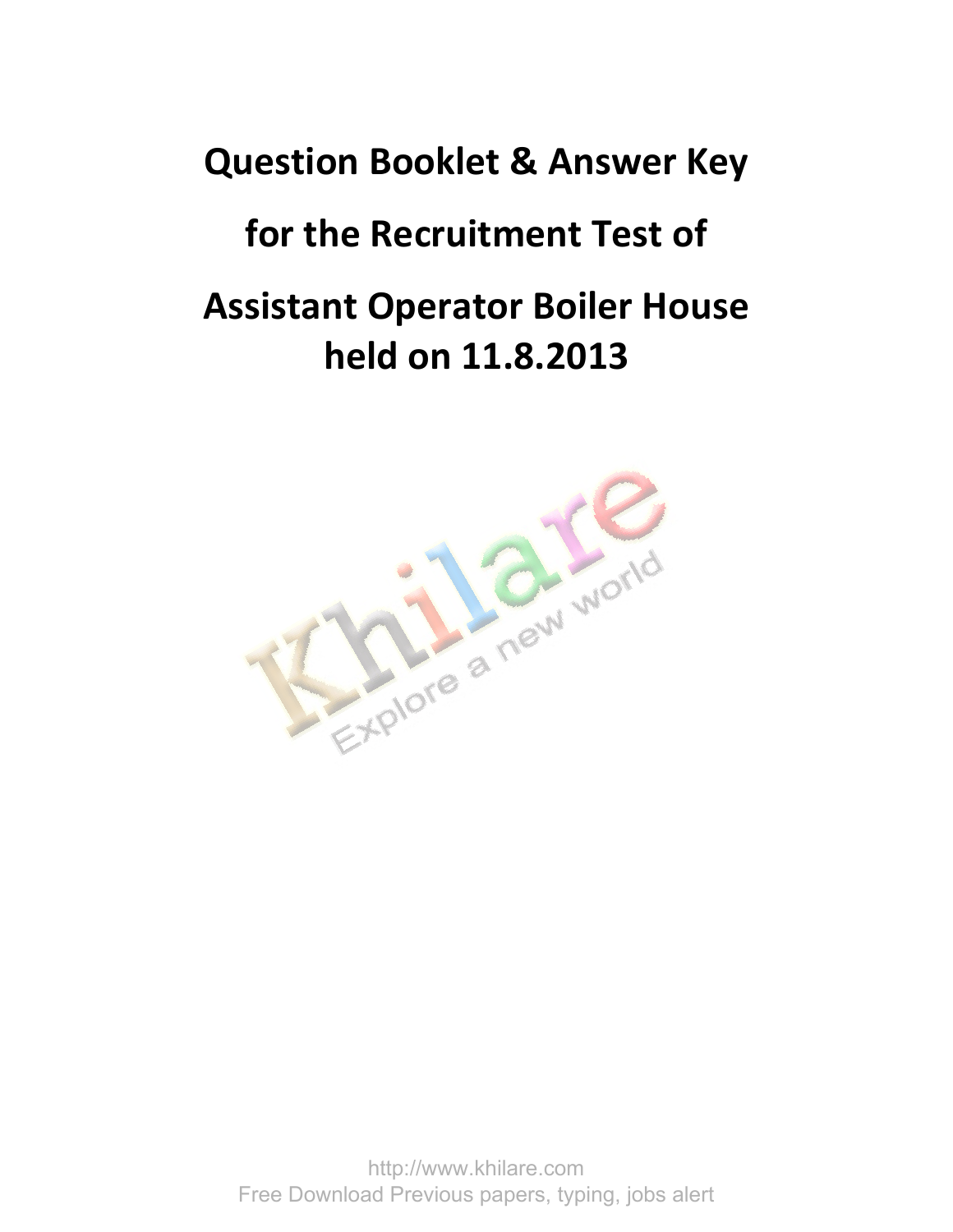# Question Booklet & Answer Key

# for the Recruitment Test of

# Assistant Operator Boiler House held on 11.8.2013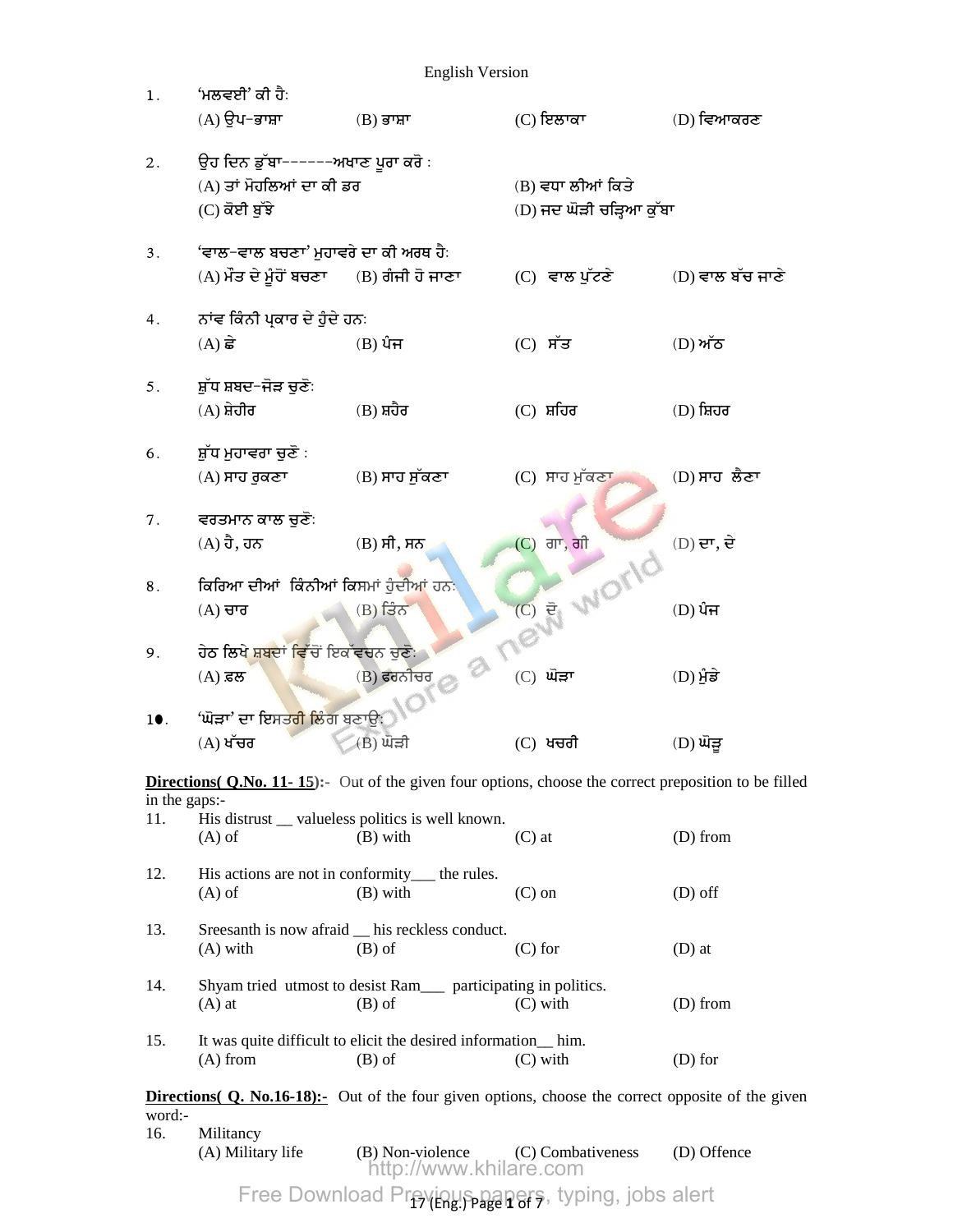English Version

1. 'ਮਲਵਈ' ਕੀ ਹੈ:
   (A) ਉਪ-ਭਾਸ਼ਾ (B) ਭਾਸ਼ਾ (C) ਇਲਾਕਾ (D) ਵਿਆਕਰਣ

2. ਉਹ ਦਿਨ ਡੁੱਬਾ------ਅਖਾਣ ਪੂਰਾ ਕਰੋ :
   (A) ਤਾਂ ਮੋਹਲਿਆਂ ਦਾ ਕੀ ਡਰ (B) ਵਧਾ ਲੀਆਂ ਕਿਤੇ
   (C) ਕੋਈ ਬੁੱਝੇ (D) ਜਦ ਘੋੜੀ ਚੜ੍ਹਿਆ ਕੁੱਬਾ

3. 'ਵਾਲ-ਵਾਲ ਬਚਣਾ' ਮੁਹਾਵਰੇ ਦਾ ਕੀ ਅਰਥ ਹੈ:
   (A) ਮੌਤ ਦੇ ਮੂੰਹੋਂ ਬਚਣਾ (B) ਗੰਜੀ ਹੋ ਜਾਣਾ (C) ਵਾਲ ਪੁੱਟਣੇ (D) ਵਾਲ ਬੱਚ ਜਾਣੇ

4. ਨਾਂਵ ਕਿੰਨੀ ਪ੍ਰਕਾਰ ਦੇ ਹੁੰਦੇ ਹਨ:
   (A) ਛੇ (B) ਪੰਜ (C) ਸੱਤ (D) ਅੱਠ

5. ਸ਼ੁੱਧ ਸ਼ਬਦ-ਜੋੜ ਚੁਣੋ:
   (A) ਸ਼ੇਹੀਰ (B) ਸ਼ਹੈਰ (C) ਸ਼ਹਿਰ (D) ਸ਼ਿਹਰ

6. ਸ਼ੁੱਧ ਮੁਹਾਵਰਾ ਚੁਣੋ :
   (A) ਸਾਹ ਰੁਕਣਾ (B) ਸਾਹ ਸੁੱਕਣਾ (C) ਸਾਹ ਮੁੱਕਣਾ (D) ਸਾਹ ਲੈਣਾ

7. ਵਰਤਮਾਨ ਕਾਲ ਚੁਣੋ:
   (A) ਹੈ, ਹਨ (B) ਸੀ, ਸਨ (C) ਗਾ, ਗੀ (D) ਦਾ, ਦੇ

8. ਕਿਰਿਆ ਦੀਆਂ ਕਿੰਨੀਆਂ ਕਿਸਮਾਂ ਹੁੰਦੀਆਂ ਹਨ:
   (A) ਚਾਰ (B) ਤਿੰਨ (C) ਦੋ (D) ਪੰਜ

9. ਹੇਠ ਲਿਖੇ ਸ਼ਬਦਾਂ ਵਿੱਚੋਂ ਇਕੱਵਚਨ ਚੁਣੋ:
   (A) ਫ਼ਲ (B) ਫਰਨੀਚਰ (C) ਘੋੜਾ (D) ਮੁੰਡੇ

10. 'ਘੋੜਾ' ਦਾ ਇਸਤਰੀ ਲਿੰਗ ਬਣਾਉ:
   (A) ਖੱਚਰ (B) ਘੋੜੀ (C) ਖਚਰੀ (D) ਘੋੜੂ

**Directions( Q.No. 11- 15):-** Out of the given four options, choose the correct preposition to be filled in the gaps:-

11. His distrust __ valueless politics is well known.
    (A) of (B) with (C) at (D) from

12. His actions are not in conformity___ the rules.
    (A) of (B) with (C) on (D) off

13. Sreesanth is now afraid __ his reckless conduct.
    (A) with (B) of (C) for (D) at

14. Shyam tried utmost to desist Ram___ participating in politics.
    (A) at (B) of (C) with (D) from

15. It was quite difficult to elicit the desired information__ him.
    (A) from (B) of (C) with (D) for

**Directions( Q. No.16-18):-** Out of the four given options, choose the correct opposite of the given word:-

16. Militancy
    (A) Military life (B) Non-violence (C) Combativeness (D) Offence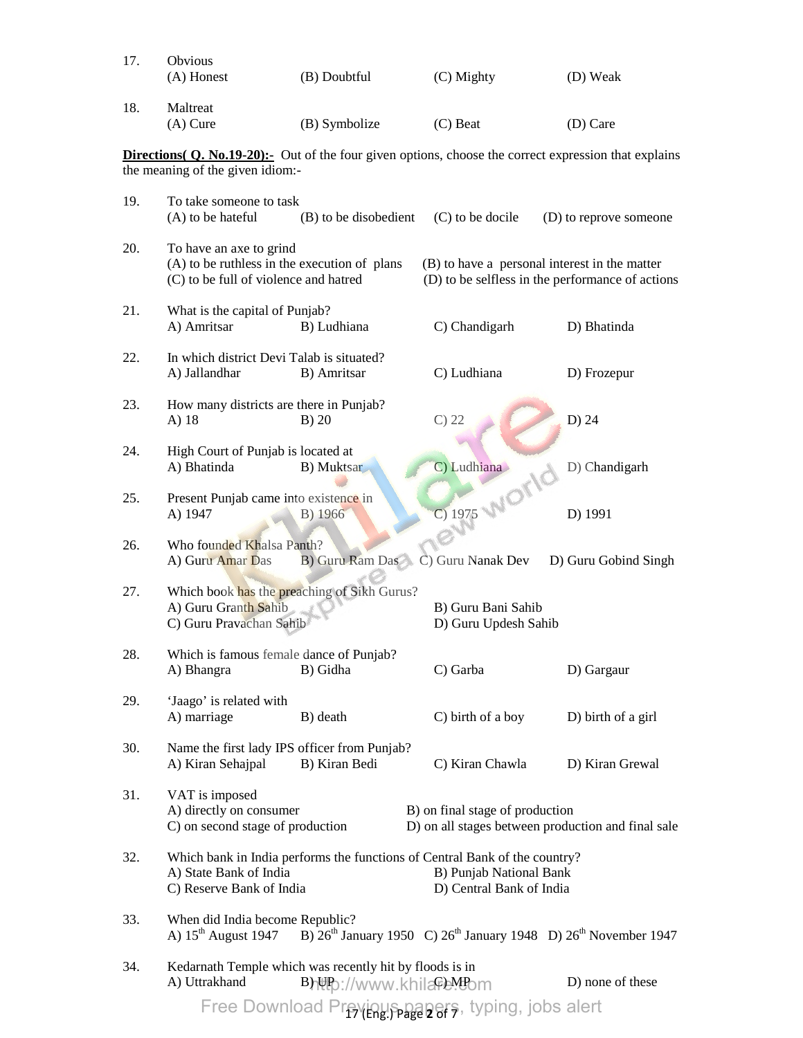17. Obvious
(A) Honest (B) Doubtful (C) Mighty (D) Weak

18. Maltreat
(A) Cure (B) Symbolize (C) Beat (D) Care

**Directions( Q. No.19-20):-** Out of the four given options, choose the correct expression that explains the meaning of the given idiom:-

19. To take someone to task
(A) to be hateful (B) to be disobedient (C) to be docile (D) to reprove someone

20. To have an axe to grind
(A) to be ruthless in the execution of plans (B) to have a personal interest in the matter
(C) to be full of violence and hatred (D) to be selfless in the performance of actions

21. What is the capital of Punjab?
A) Amritsar B) Ludhiana C) Chandigarh D) Bhatinda

22. In which district Devi Talab is situated?
A) Jallandhar B) Amritsar C) Ludhiana D) Frozepur

23. How many districts are there in Punjab?
A) 18 B) 20 C) 22 D) 24

24. High Court of Punjab is located at
A) Bhatinda B) Muktsar C) Ludhiana D) Chandigarh

25. Present Punjab came into existence in
A) 1947 B) 1966 C) 1975 D) 1991

26. Who founded Khalsa Panth?
A) Guru Amar Das B) Guru Ram Das C) Guru Nanak Dev D) Guru Gobind Singh

27. Which book has the preaching of Sikh Gurus?
A) Guru Granth Sahib B) Guru Bani Sahib
C) Guru Pravachan Sahib D) Guru Updesh Sahib

28. Which is famous female dance of Punjab?
A) Bhangra B) Gidha C) Garba D) Gargaur

29. 'Jaago' is related with
A) marriage B) death C) birth of a boy D) birth of a girl

30. Name the first lady IPS officer from Punjab?
A) Kiran Sehajpal B) Kiran Bedi C) Kiran Chawla D) Kiran Grewal

31. VAT is imposed
A) directly on consumer B) on final stage of production
C) on second stage of production D) on all stages between production and final sale

32. Which bank in India performs the functions of Central Bank of the country?
A) State Bank of India B) Punjab National Bank
C) Reserve Bank of India D) Central Bank of India

33. When did India become Republic?
A) 15th August 1947 B) 26th January 1950 C) 26th January 1948 D) 26th November 1947

34. Kedarnath Temple which was recently hit by floods is in
A) Uttrakhand B) UP C) MP D) none of these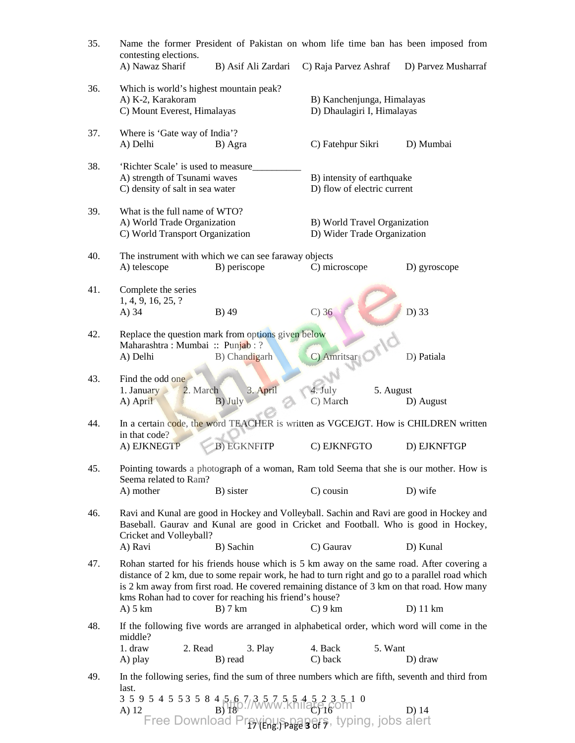35. Name the former President of Pakistan on whom life time ban has been imposed from contesting elections.
A) Nawaz Sharif B) Asif Ali Zardari C) Raja Parvez Ashraf D) Parvez Musharraf

36. Which is world's highest mountain peak?
A) K-2, Karakoram B) Kanchenjunga, Himalayas
C) Mount Everest, Himalayas D) Dhaulagiri I, Himalayas

37. Where is 'Gate way of India'?
A) Delhi B) Agra C) Fatehpur Sikri D) Mumbai

38. 'Richter Scale' is used to measure__________
A) strength of Tsunami waves B) intensity of earthquake
C) density of salt in sea water D) flow of electric current

39. What is the full name of WTO?
A) World Trade Organization B) World Travel Organization
C) World Transport Organization D) Wider Trade Organization

40. The instrument with which we can see faraway objects
A) telescope B) periscope C) microscope D) gyroscope

41. Complete the series
1, 4, 9, 16, 25, ?
A) 34 B) 49 C) 36 D) 33

42. Replace the question mark from options given below
Maharashtra : Mumbai :: Punjab : ?
A) Delhi B) Chandigarh C) Amritsar D) Patiala

43. Find the odd one
1. January 2. March 3. April 4. July 5. August
A) April B) July C) March D) August

44. In a certain code, the word TEACHER is written as VGCEJGT. How is CHILDREN written in that code?
A) EJKNEGTP B) EGKNFITP C) EJKNFGTO D) EJKNFTGP

45. Pointing towards a photograph of a woman, Ram told Seema that she is our mother. How is Seema related to Ram?
A) mother B) sister C) cousin D) wife

46. Ravi and Kunal are good in Hockey and Volleyball. Sachin and Ravi are good in Hockey and Baseball. Gaurav and Kunal are good in Cricket and Football. Who is good in Hockey, Cricket and Volleyball?
A) Ravi B) Sachin C) Gaurav D) Kunal

47. Rohan started for his friends house which is 5 km away on the same road. After covering a distance of 2 km, due to some repair work, he had to turn right and go to a parallel road which is 2 km away from first road. He covered remaining distance of 3 km on that road. How many kms Rohan had to cover for reaching his friend's house?
A) 5 km B) 7 km C) 9 km D) 11 km

48. If the following five words are arranged in alphabetical order, which word will come in the middle?
1. draw 2. Read 3. Play 4. Back 5. Want
A) play B) read C) back D) draw

49. In the following series, find the sum of three numbers which are fifth, seventh and third from last.
3 5 9 5 4 5 5 3 5 8 4 5 6 7 3 5 7 5 5 4 5 2 3 5 1 0
A) 12 B) 18 C) 16 D) 14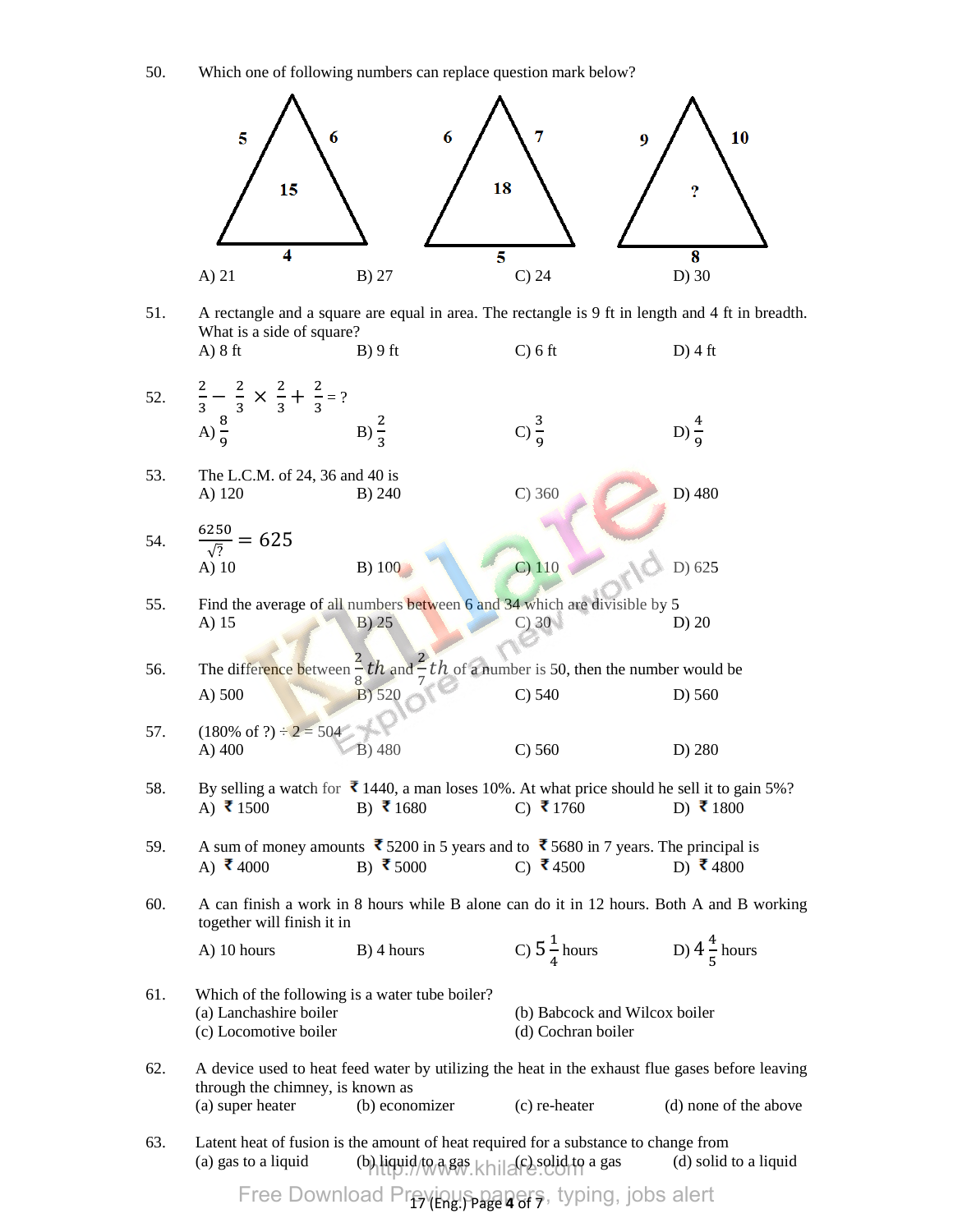50. Which one of following numbers can replace question mark below?

5 6 15 4

6 7 18 5

9 10 ? 8

A) 21 B) 27 C) 24 D) 30

51. A rectangle and a square are equal in area. The rectangle is 9 ft in length and 4 ft in breadth. What is a side of square?
A) 8 ft B) 9 ft C) 6 ft D) 4 ft

52. $\frac{2}{3} - \frac{2}{3} \times \frac{2}{3} + \frac{2}{3} = ?$
A) $\frac{8}{9}$ B) $\frac{2}{3}$ C) $\frac{3}{9}$ D) $\frac{4}{9}$

53. The L.C.M. of 24, 36 and 40 is
A) 120 B) 240 C) 360 D) 480

54. $\frac{6250}{\sqrt{?}} = 625$
A) 10 B) 100 C) 110 D) 625

55. Find the average of all numbers between 6 and 34 which are divisible by 5
A) 15 B) 25 C) 30 D) 20

56. The difference between $\frac{2}{8}th$ and $\frac{2}{7}th$ of a number is 50, then the number would be
A) 500 B) 520 C) 540 D) 560

57. (180% of ?) ÷ 2 = 504
A) 400 B) 480 C) 560 D) 280

58. By selling a watch for ₹ 1440, a man loses 10%. At what price should he sell it to gain 5%?
A) ₹ 1500 B) ₹ 1680 C) ₹ 1760 D) ₹ 1800

59. A sum of money amounts ₹ 5200 in 5 years and to ₹ 5680 in 7 years. The principal is
A) ₹ 4000 B) ₹ 5000 C) ₹ 4500 D) ₹ 4800

60. A can finish a work in 8 hours while B alone can do it in 12 hours. Both A and B working together will finish it in
A) 10 hours B) 4 hours C) $5\frac{1}{4}$ hours D) $4\frac{4}{5}$ hours

61. Which of the following is a water tube boiler?
(a) Lanchashire boiler
(b) Babcock and Wilcox boiler
(c) Locomotive boiler
(d) Cochran boiler

62. A device used to heat feed water by utilizing the heat in the exhaust flue gases before leaving through the chimney, is known as
(a) super heater (b) economizer (c) re-heater (d) none of the above

63. Latent heat of fusion is the amount of heat required for a substance to change from
(a) gas to a liquid (b) liquid to a gas (c) solid to a gas (d) solid to a liquid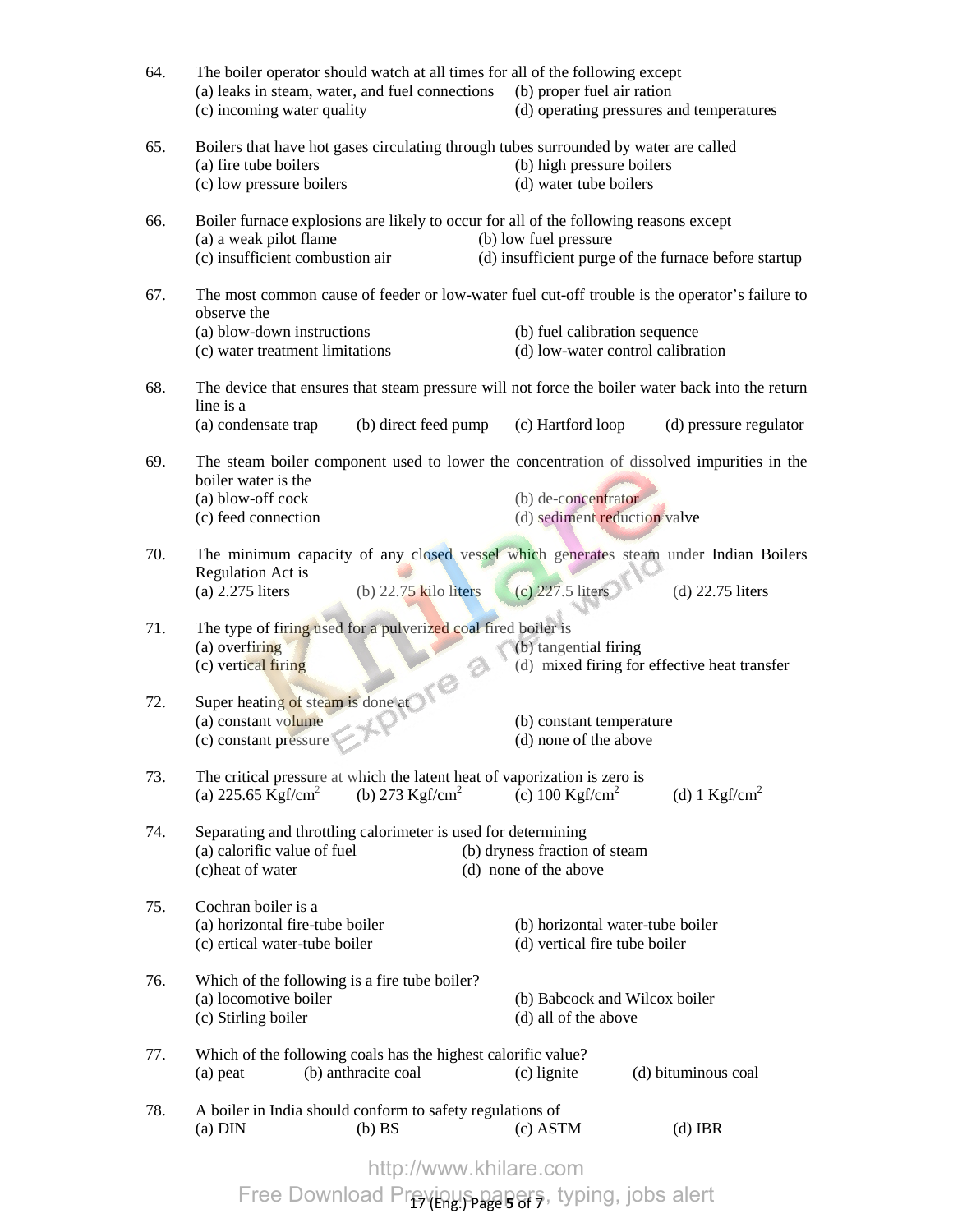64. The boiler operator should watch at all times for all of the following except
(a) leaks in steam, water, and fuel connections (b) proper fuel air ration
(c) incoming water quality (d) operating pressures and temperatures

65. Boilers that have hot gases circulating through tubes surrounded by water are called
(a) fire tube boilers (b) high pressure boilers
(c) low pressure boilers (d) water tube boilers

66. Boiler furnace explosions are likely to occur for all of the following reasons except
(a) a weak pilot flame (b) low fuel pressure
(c) insufficient combustion air (d) insufficient purge of the furnace before startup

67. The most common cause of feeder or low-water fuel cut-off trouble is the operator's failure to observe the
(a) blow-down instructions (b) fuel calibration sequence
(c) water treatment limitations (d) low-water control calibration

68. The device that ensures that steam pressure will not force the boiler water back into the return line is a
(a) condensate trap (b) direct feed pump (c) Hartford loop (d) pressure regulator

69. The steam boiler component used to lower the concentration of dissolved impurities in the boiler water is the
(a) blow-off cock (b) de-concentrator
(c) feed connection (d) sediment reduction valve

70. The minimum capacity of any closed vessel which generates steam under Indian Boilers Regulation Act is
(a) 2.275 liters (b) 22.75 kilo liters (c) 227.5 liters (d) 22.75 liters

71. The type of firing used for a pulverized coal fired boiler is
(a) overfiring (b) tangential firing
(c) vertical firing (d) mixed firing for effective heat transfer

72. Super heating of steam is done at
(a) constant volume (b) constant temperature
(c) constant pressure (d) none of the above

73. The critical pressure at which the latent heat of vaporization is zero is
(a) 225.65 Kgf/cm$^2$ (b) 273 Kgf/cm$^2$ (c) 100 Kgf/cm$^2$ (d) 1 Kgf/cm$^2$

74. Separating and throttling calorimeter is used for determining
(a) calorific value of fuel (b) dryness fraction of steam
(c)heat of water (d) none of the above

75. Cochran boiler is a
(a) horizontal fire-tube boiler (b) horizontal water-tube boiler
(c) ertical water-tube boiler (d) vertical fire tube boiler

76. Which of the following is a fire tube boiler?
(a) locomotive boiler (b) Babcock and Wilcox boiler
(c) Stirling boiler (d) all of the above

77. Which of the following coals has the highest calorific value?
(a) peat (b) anthracite coal (c) lignite (d) bituminous coal

78. A boiler in India should conform to safety regulations of
(a) DIN (b) BS (c) ASTM (d) IBR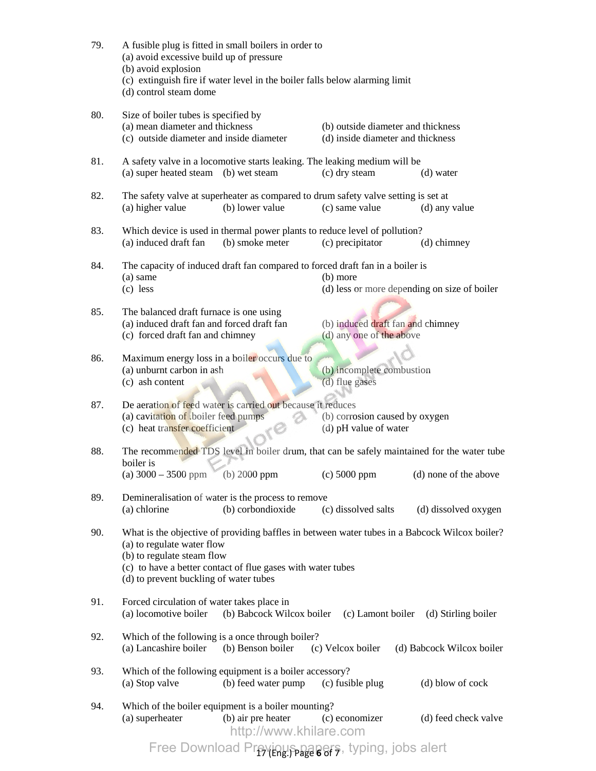79. A fusible plug is fitted in small boilers in order to
   (a) avoid excessive build up of pressure
   (b) avoid explosion
   (c) extinguish fire if water level in the boiler falls below alarming limit
   (d) control steam dome

80. Size of boiler tubes is specified by
   (a) mean diameter and thickness (b) outside diameter and thickness
   (c) outside diameter and inside diameter (d) inside diameter and thickness

81. A safety valve in a locomotive starts leaking. The leaking medium will be
   (a) super heated steam (b) wet steam (c) dry steam (d) water

82. The safety valve at superheater as compared to drum safety valve setting is set at
   (a) higher value (b) lower value (c) same value (d) any value

83. Which device is used in thermal power plants to reduce level of pollution?
   (a) induced draft fan (b) smoke meter (c) precipitator (d) chimney

84. The capacity of induced draft fan compared to forced draft fan in a boiler is
   (a) same (b) more
   (c) less (d) less or more depending on size of boiler

85. The balanced draft furnace is one using
   (a) induced draft fan and forced draft fan (b) induced draft fan and chimney
   (c) forced draft fan and chimney (d) any one of the above

86. Maximum energy loss in a boiler occurs due to
   (a) unburnt carbon in ash (b) incomplete combustion
   (c) ash content (d) flue gases

87. De aeration of feed water is carried out because it reduces
   (a) cavitation of boiler feed pumps (b) corrosion caused by oxygen
   (c) heat transfer coefficient (d) pH value of water

88. The recommended TDS level in boiler drum, that can be safely maintained for the water tube boiler is
   (a) 3000 – 3500 ppm (b) 2000 ppm (c) 5000 ppm (d) none of the above

89. Demineralisation of water is the process to remove
   (a) chlorine (b) corbondioxide (c) dissolved salts (d) dissolved oxygen

90. What is the objective of providing baffles in between water tubes in a Babcock Wilcox boiler?
   (a) to regulate water flow
   (b) to regulate steam flow
   (c) to have a better contact of flue gases with water tubes
   (d) to prevent buckling of water tubes

91. Forced circulation of water takes place in
   (a) locomotive boiler (b) Babcock Wilcox boiler (c) Lamont boiler (d) Stirling boiler

92. Which of the following is a once through boiler?
   (a) Lancashire boiler (b) Benson boiler (c) Velcox boiler (d) Babcock Wilcox boiler

93. Which of the following equipment is a boiler accessory?
   (a) Stop valve (b) feed water pump (c) fusible plug (d) blow of cock

94. Which of the boiler equipment is a boiler mounting?
   (a) superheater (b) air pre heater (c) economizer (d) feed check valve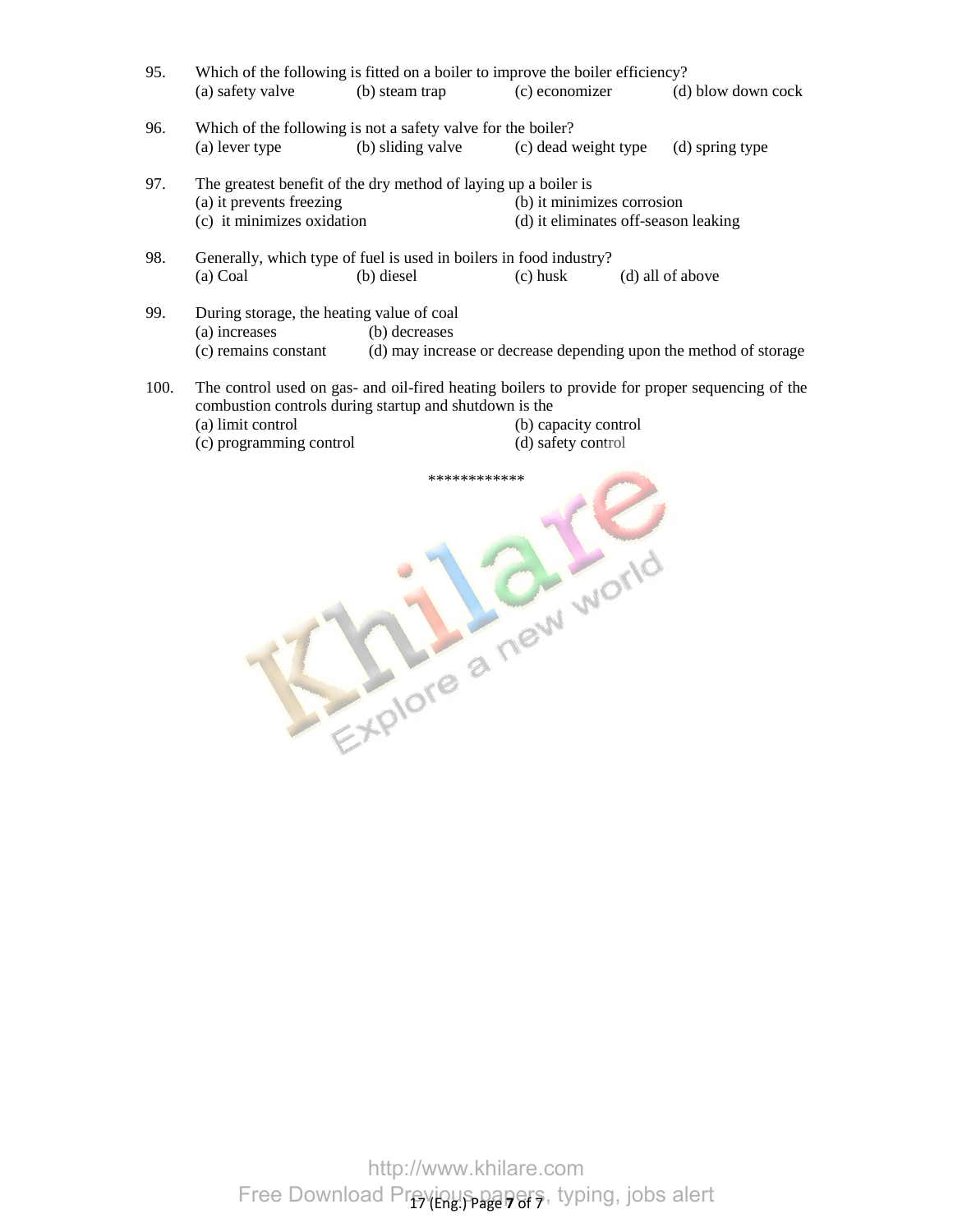95. Which of the following is fitted on a boiler to improve the boiler efficiency?
(a) safety valve (b) steam trap (c) economizer (d) blow down cock

96. Which of the following is not a safety valve for the boiler?
(a) lever type (b) sliding valve (c) dead weight type (d) spring type

97. The greatest benefit of the dry method of laying up a boiler is
(a) it prevents freezing (b) it minimizes corrosion
(c) it minimizes oxidation (d) it eliminates off-season leaking

98. Generally, which type of fuel is used in boilers in food industry?
(a) Coal (b) diesel (c) husk (d) all of above

99. During storage, the heating value of coal
(a) increases (b) decreases
(c) remains constant (d) may increase or decrease depending upon the method of storage

100. The control used on gas- and oil-fired heating boilers to provide for proper sequencing of the combustion controls during startup and shutdown is the
(a) limit control (b) capacity control
(c) programming control (d) safety control

************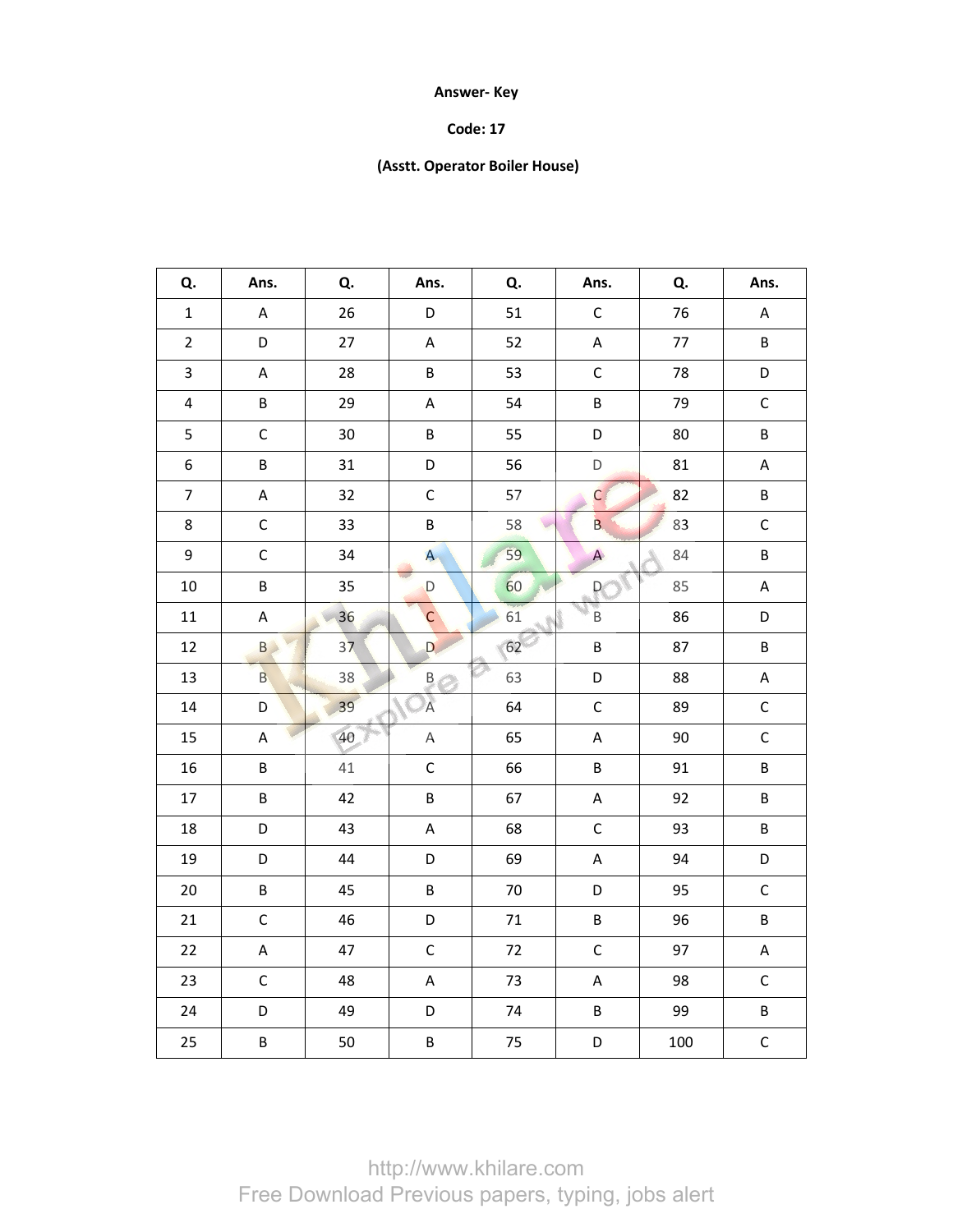**Answer- Key**

**Code: 17**

**(Asstt. Operator Boiler House)**

| Q. | Ans. | Q. | Ans. | Q. | Ans. | Q. | Ans. |
|---|---|---|---|---|---|---|---|
| 1 | A | 26 | D | 51 | C | 76 | A |
| 2 | D | 27 | A | 52 | A | 77 | B |
| 3 | A | 28 | B | 53 | C | 78 | D |
| 4 | B | 29 | A | 54 | B | 79 | C |
| 5 | C | 30 | B | 55 | D | 80 | B |
| 6 | B | 31 | D | 56 | D | 81 | A |
| 7 | A | 32 | C | 57 | C | 82 | B |
| 8 | C | 33 | B | 58 | B | 83 | C |
| 9 | C | 34 | A | 59 | A | 84 | B |
| 10 | B | 35 | D | 60 | D | 85 | A |
| 11 | A | 36 | C | 61 | B | 86 | D |
| 12 | B | 37 | D | 62 | B | 87 | B |
| 13 | B | 38 | B | 63 | D | 88 | A |
| 14 | D | 39 | A | 64 | C | 89 | C |
| 15 | A | 40 | A | 65 | A | 90 | C |
| 16 | B | 41 | C | 66 | B | 91 | B |
| 17 | B | 42 | B | 67 | A | 92 | B |
| 18 | D | 43 | A | 68 | C | 93 | B |
| 19 | D | 44 | D | 69 | A | 94 | D |
| 20 | B | 45 | B | 70 | D | 95 | C |
| 21 | C | 46 | D | 71 | B | 96 | B |
| 22 | A | 47 | C | 72 | C | 97 | A |
| 23 | C | 48 | A | 73 | A | 98 | C |
| 24 | D | 49 | D | 74 | B | 99 | B |
| 25 | B | 50 | B | 75 | D | 100 | C |